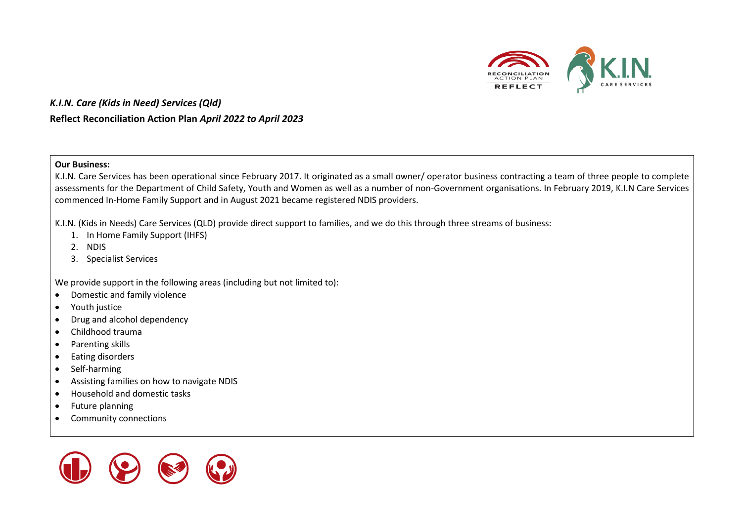*K.I.N. Care (Kids in Need) Services (Qld)*

**Reflect Reconciliation Action Plan** ***April 2022 to April 2023***

**Our Business:**

K.I.N. Care Services has been operational since February 2017. It originated as a small owner/ operator business contracting a team of three people to complete assessments for the Department of Child Safety, Youth and Women as well as a number of non-Government organisations. In February 2019, K.I.N Care Services commenced In-Home Family Support and in August 2021 became registered NDIS providers.

K.I.N. (Kids in Needs) Care Services (QLD) provide direct support to families, and we do this through three streams of business:

1. In Home Family Support (IHFS)
2. NDIS
3. Specialist Services

We provide support in the following areas (including but not limited to):

- Domestic and family violence
- Youth justice
- Drug and alcohol dependency
- Childhood trauma
- Parenting skills
- Eating disorders
- Self-harming
- Assisting families on how to navigate NDIS
- Household and domestic tasks
- Future planning
- Community connections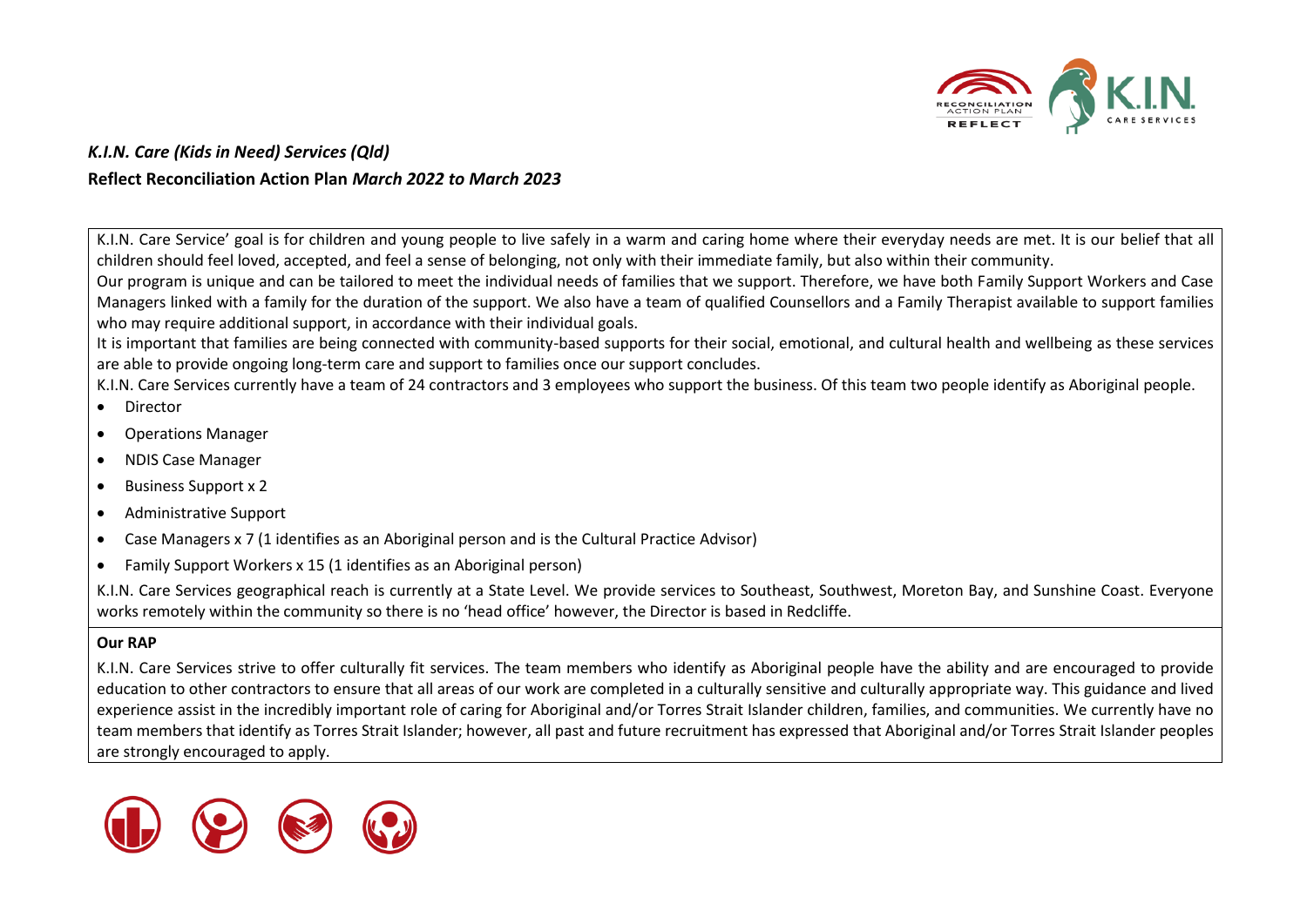***K.I.N. Care (Kids in Need) Services (Qld)***

**Reflect Reconciliation Action Plan *March 2022 to March 2023***

K.I.N. Care Service' goal is for children and young people to live safely in a warm and caring home where their everyday needs are met. It is our belief that all children should feel loved, accepted, and feel a sense of belonging, not only with their immediate family, but also within their community.

Our program is unique and can be tailored to meet the individual needs of families that we support. Therefore, we have both Family Support Workers and Case Managers linked with a family for the duration of the support. We also have a team of qualified Counsellors and a Family Therapist available to support families who may require additional support, in accordance with their individual goals.

It is important that families are being connected with community-based supports for their social, emotional, and cultural health and wellbeing as these services are able to provide ongoing long-term care and support to families once our support concludes.

K.I.N. Care Services currently have a team of 24 contractors and 3 employees who support the business. Of this team two people identify as Aboriginal people.

- Director
- Operations Manager
- NDIS Case Manager
- Business Support x 2
- Administrative Support
- Case Managers x 7 (1 identifies as an Aboriginal person and is the Cultural Practice Advisor)
- Family Support Workers x 15 (1 identifies as an Aboriginal person)

K.I.N. Care Services geographical reach is currently at a State Level. We provide services to Southeast, Southwest, Moreton Bay, and Sunshine Coast. Everyone works remotely within the community so there is no 'head office' however, the Director is based in Redcliffe.

**Our RAP**

K.I.N. Care Services strive to offer culturally fit services. The team members who identify as Aboriginal people have the ability and are encouraged to provide education to other contractors to ensure that all areas of our work are completed in a culturally sensitive and culturally appropriate way. This guidance and lived experience assist in the incredibly important role of caring for Aboriginal and/or Torres Strait Islander children, families, and communities. We currently have no team members that identify as Torres Strait Islander; however, all past and future recruitment has expressed that Aboriginal and/or Torres Strait Islander peoples are strongly encouraged to apply.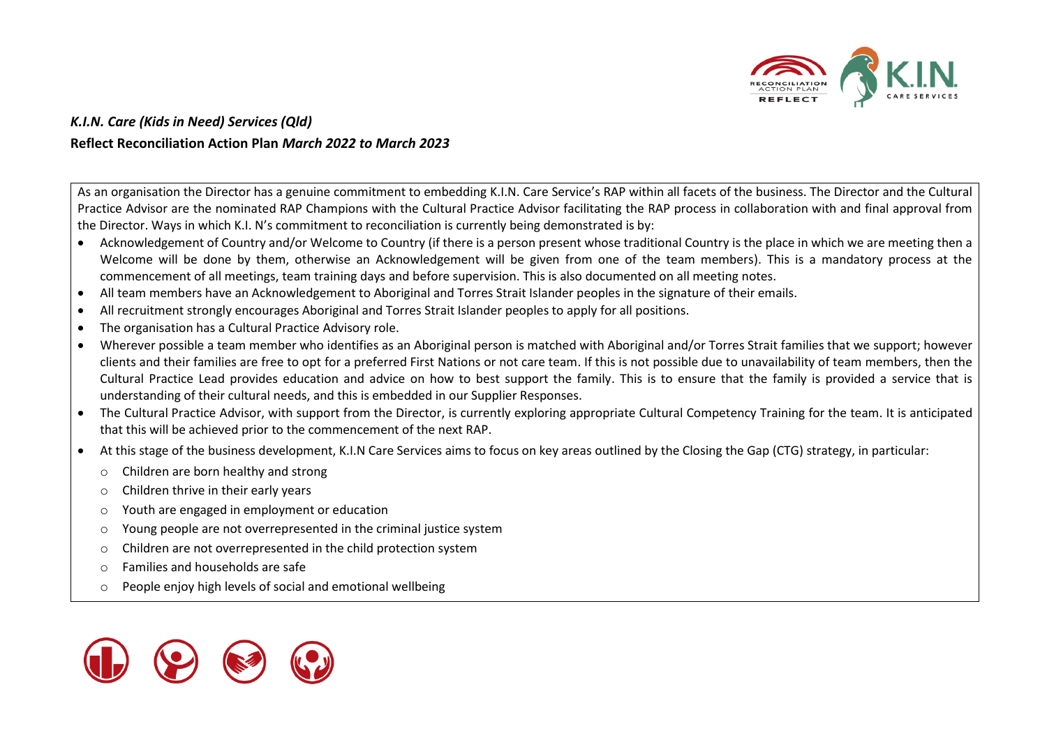***K.I.N. Care (Kids in Need) Services (Qld)***

**Reflect Reconciliation Action Plan *March 2022 to March 2023***

As an organisation the Director has a genuine commitment to embedding K.I.N. Care Service's RAP within all facets of the business. The Director and the Cultural Practice Advisor are the nominated RAP Champions with the Cultural Practice Advisor facilitating the RAP process in collaboration with and final approval from the Director. Ways in which K.I. N's commitment to reconciliation is currently being demonstrated is by:

- Acknowledgement of Country and/or Welcome to Country (if there is a person present whose traditional Country is the place in which we are meeting then a Welcome will be done by them, otherwise an Acknowledgement will be given from one of the team members). This is a mandatory process at the commencement of all meetings, team training days and before supervision. This is also documented on all meeting notes.
- All team members have an Acknowledgement to Aboriginal and Torres Strait Islander peoples in the signature of their emails.
- All recruitment strongly encourages Aboriginal and Torres Strait Islander peoples to apply for all positions.
- The organisation has a Cultural Practice Advisory role.
- Wherever possible a team member who identifies as an Aboriginal person is matched with Aboriginal and/or Torres Strait families that we support; however clients and their families are free to opt for a preferred First Nations or not care team. If this is not possible due to unavailability of team members, then the Cultural Practice Lead provides education and advice on how to best support the family. This is to ensure that the family is provided a service that is understanding of their cultural needs, and this is embedded in our Supplier Responses.
- The Cultural Practice Advisor, with support from the Director, is currently exploring appropriate Cultural Competency Training for the team. It is anticipated that this will be achieved prior to the commencement of the next RAP.
- At this stage of the business development, K.I.N Care Services aims to focus on key areas outlined by the Closing the Gap (CTG) strategy, in particular:
  - Children are born healthy and strong
  - Children thrive in their early years
  - Youth are engaged in employment or education
  - Young people are not overrepresented in the criminal justice system
  - Children are not overrepresented in the child protection system
  - Families and households are safe
  - People enjoy high levels of social and emotional wellbeing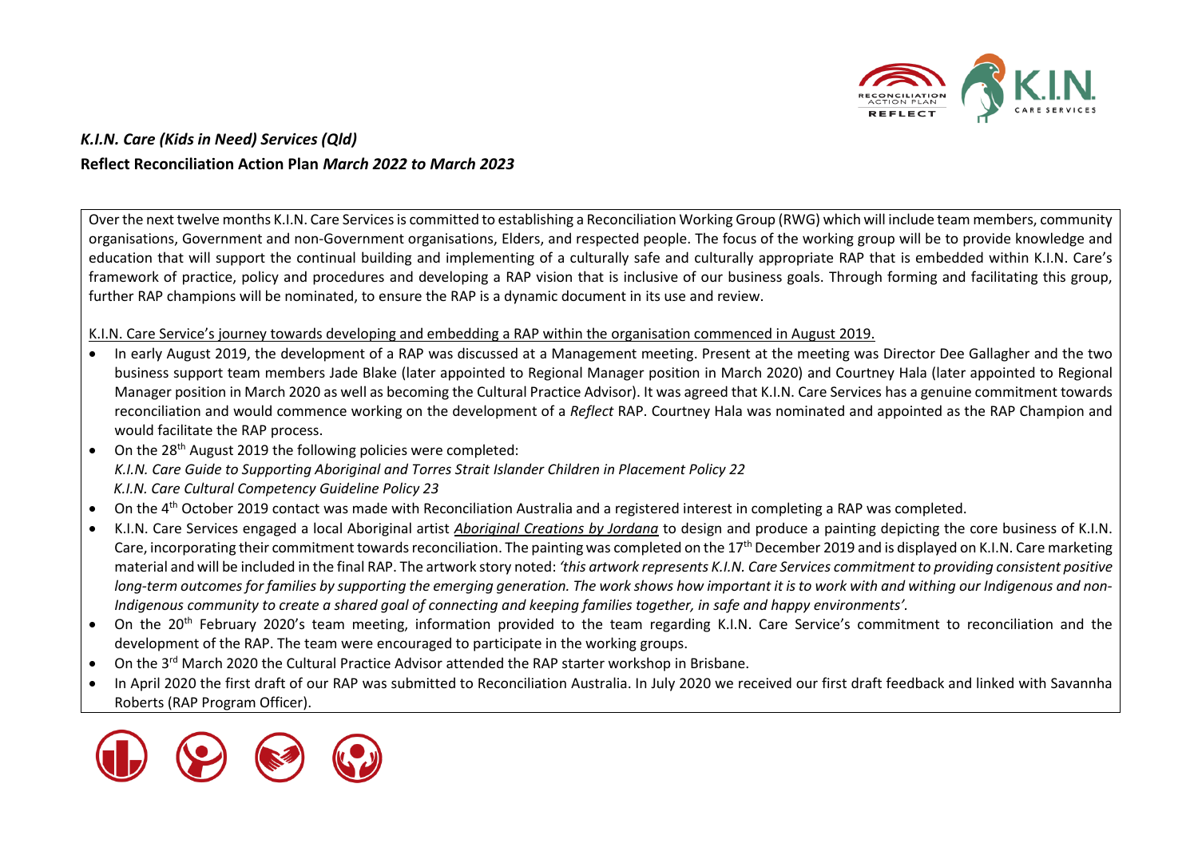***K.I.N. Care (Kids in Need) Services (Qld)***

**Reflect Reconciliation Action Plan *March 2022 to March 2023***

Over the next twelve months K.I.N. Care Services is committed to establishing a Reconciliation Working Group (RWG) which will include team members, community organisations, Government and non-Government organisations, Elders, and respected people. The focus of the working group will be to provide knowledge and education that will support the continual building and implementing of a culturally safe and culturally appropriate RAP that is embedded within K.I.N. Care's framework of practice, policy and procedures and developing a RAP vision that is inclusive of our business goals. Through forming and facilitating this group, further RAP champions will be nominated, to ensure the RAP is a dynamic document in its use and review.

K.I.N. Care Service's journey towards developing and embedding a RAP within the organisation commenced in August 2019.

- In early August 2019, the development of a RAP was discussed at a Management meeting. Present at the meeting was Director Dee Gallagher and the two business support team members Jade Blake (later appointed to Regional Manager position in March 2020) and Courtney Hala (later appointed to Regional Manager position in March 2020 as well as becoming the Cultural Practice Advisor). It was agreed that K.I.N. Care Services has a genuine commitment towards reconciliation and would commence working on the development of a *Reflect* RAP. Courtney Hala was nominated and appointed as the RAP Champion and would facilitate the RAP process.
- On the 28th August 2019 the following policies were completed:
  *K.I.N. Care Guide to Supporting Aboriginal and Torres Strait Islander Children in Placement Policy 22*
  *K.I.N. Care Cultural Competency Guideline Policy 23*
- On the 4th October 2019 contact was made with Reconciliation Australia and a registered interest in completing a RAP was completed.
- K.I.N. Care Services engaged a local Aboriginal artist *Aboriginal Creations by Jordana* to design and produce a painting depicting the core business of K.I.N. Care, incorporating their commitment towards reconciliation. The painting was completed on the 17th December 2019 and is displayed on K.I.N. Care marketing material and will be included in the final RAP. The artwork story noted: *'this artwork represents K.I.N. Care Services commitment to providing consistent positive long-term outcomes for families by supporting the emerging generation. The work shows how important it is to work with and withing our Indigenous and non-Indigenous community to create a shared goal of connecting and keeping families together, in safe and happy environments'.*
- On the 20th February 2020's team meeting, information provided to the team regarding K.I.N. Care Service's commitment to reconciliation and the development of the RAP. The team were encouraged to participate in the working groups.
- On the 3rd March 2020 the Cultural Practice Advisor attended the RAP starter workshop in Brisbane.
- In April 2020 the first draft of our RAP was submitted to Reconciliation Australia. In July 2020 we received our first draft feedback and linked with Savannha Roberts (RAP Program Officer).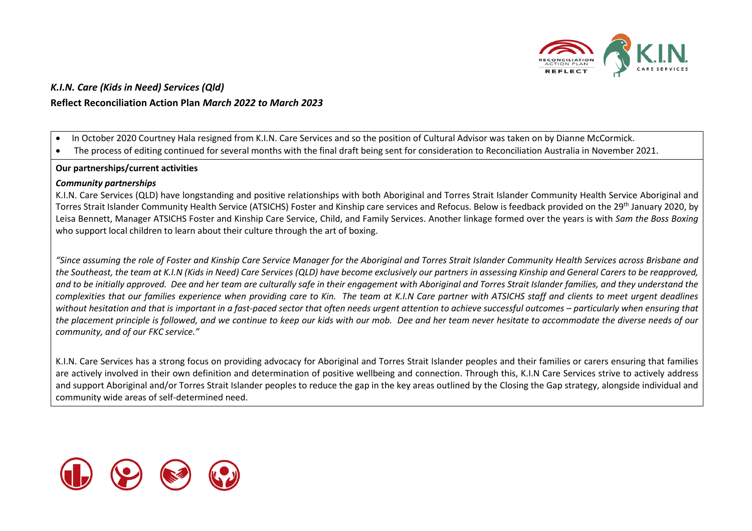*K.I.N. Care (Kids in Need) Services (Qld)*

**Reflect Reconciliation Action Plan** ***March 2022 to March 2023***

- In October 2020 Courtney Hala resigned from K.I.N. Care Services and so the position of Cultural Advisor was taken on by Dianne McCormick.
- The process of editing continued for several months with the final draft being sent for consideration to Reconciliation Australia in November 2021.

**Our partnerships/current activities**

***Community partnerships***

K.I.N. Care Services (QLD) have longstanding and positive relationships with both Aboriginal and Torres Strait Islander Community Health Service Aboriginal and Torres Strait Islander Community Health Service (ATSICHS) Foster and Kinship care services and Refocus. Below is feedback provided on the 29th January 2020, by Leisa Bennett, Manager ATSICHS Foster and Kinship Care Service, Child, and Family Services. Another linkage formed over the years is with *Sam the Boss Boxing* who support local children to learn about their culture through the art of boxing.

*"Since assuming the role of Foster and Kinship Care Service Manager for the Aboriginal and Torres Strait Islander Community Health Services across Brisbane and the Southeast, the team at K.I.N (Kids in Need) Care Services (QLD) have become exclusively our partners in assessing Kinship and General Carers to be reapproved, and to be initially approved. Dee and her team are culturally safe in their engagement with Aboriginal and Torres Strait Islander families, and they understand the complexities that our families experience when providing care to Kin. The team at K.I.N Care partner with ATSICHS staff and clients to meet urgent deadlines without hesitation and that is important in a fast-paced sector that often needs urgent attention to achieve successful outcomes – particularly when ensuring that the placement principle is followed, and we continue to keep our kids with our mob. Dee and her team never hesitate to accommodate the diverse needs of our community, and of our FKC service."*

K.I.N. Care Services has a strong focus on providing advocacy for Aboriginal and Torres Strait Islander peoples and their families or carers ensuring that families are actively involved in their own definition and determination of positive wellbeing and connection. Through this, K.I.N Care Services strive to actively address and support Aboriginal and/or Torres Strait Islander peoples to reduce the gap in the key areas outlined by the Closing the Gap strategy, alongside individual and community wide areas of self-determined need.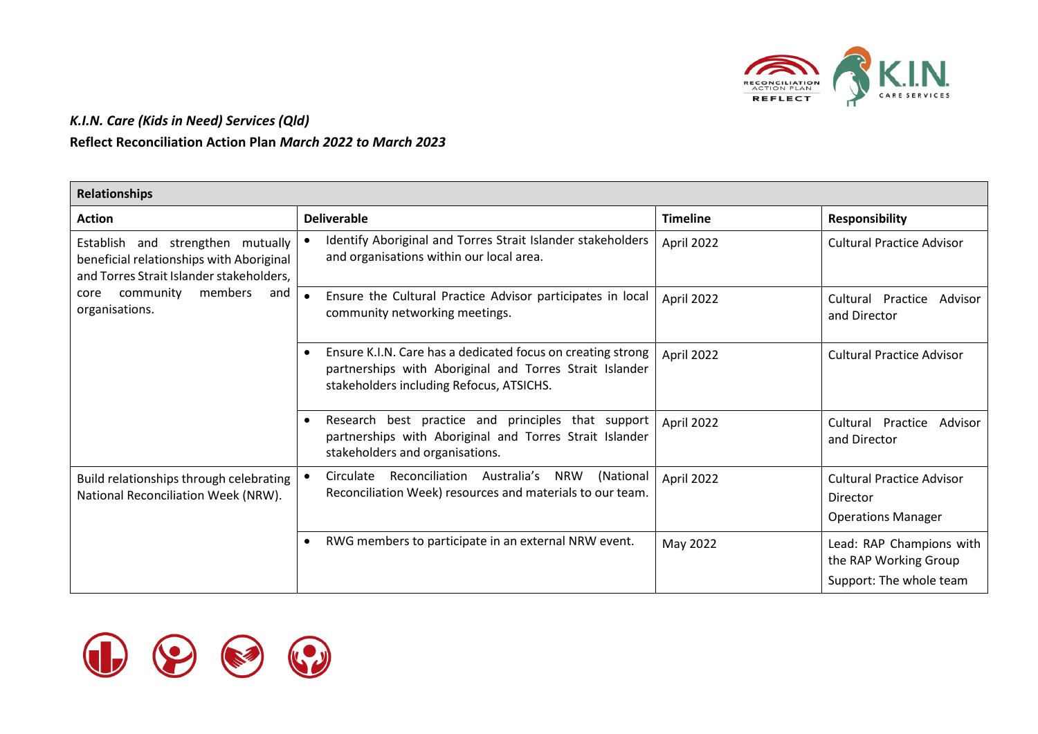*K.I.N. Care (Kids in Need) Services (Qld)*

**Reflect Reconciliation Action Plan *March 2022 to March 2023***

| **Relationships** | | | |
|---|---|---|---|
| **Action** | **Deliverable** | **Timeline** | **Responsibility** |
| Establish and strengthen mutually beneficial relationships with Aboriginal and Torres Strait Islander stakeholders, core community members and organisations. | • Identify Aboriginal and Torres Strait Islander stakeholders and organisations within our local area. | April 2022 | Cultural Practice Advisor |
| | • Ensure the Cultural Practice Advisor participates in local community networking meetings. | April 2022 | Cultural Practice Advisor and Director |
| | • Ensure K.I.N. Care has a dedicated focus on creating strong partnerships with Aboriginal and Torres Strait Islander stakeholders including Refocus, ATSICHS. | April 2022 | Cultural Practice Advisor |
| | • Research best practice and principles that support partnerships with Aboriginal and Torres Strait Islander stakeholders and organisations. | April 2022 | Cultural Practice Advisor and Director |
| Build relationships through celebrating National Reconciliation Week (NRW). | • Circulate Reconciliation Australia's NRW (National Reconciliation Week) resources and materials to our team. | April 2022 | Cultural Practice Advisor<br>Director<br>Operations Manager |
| | • RWG members to participate in an external NRW event. | May 2022 | Lead: RAP Champions with the RAP Working Group<br>Support: The whole team |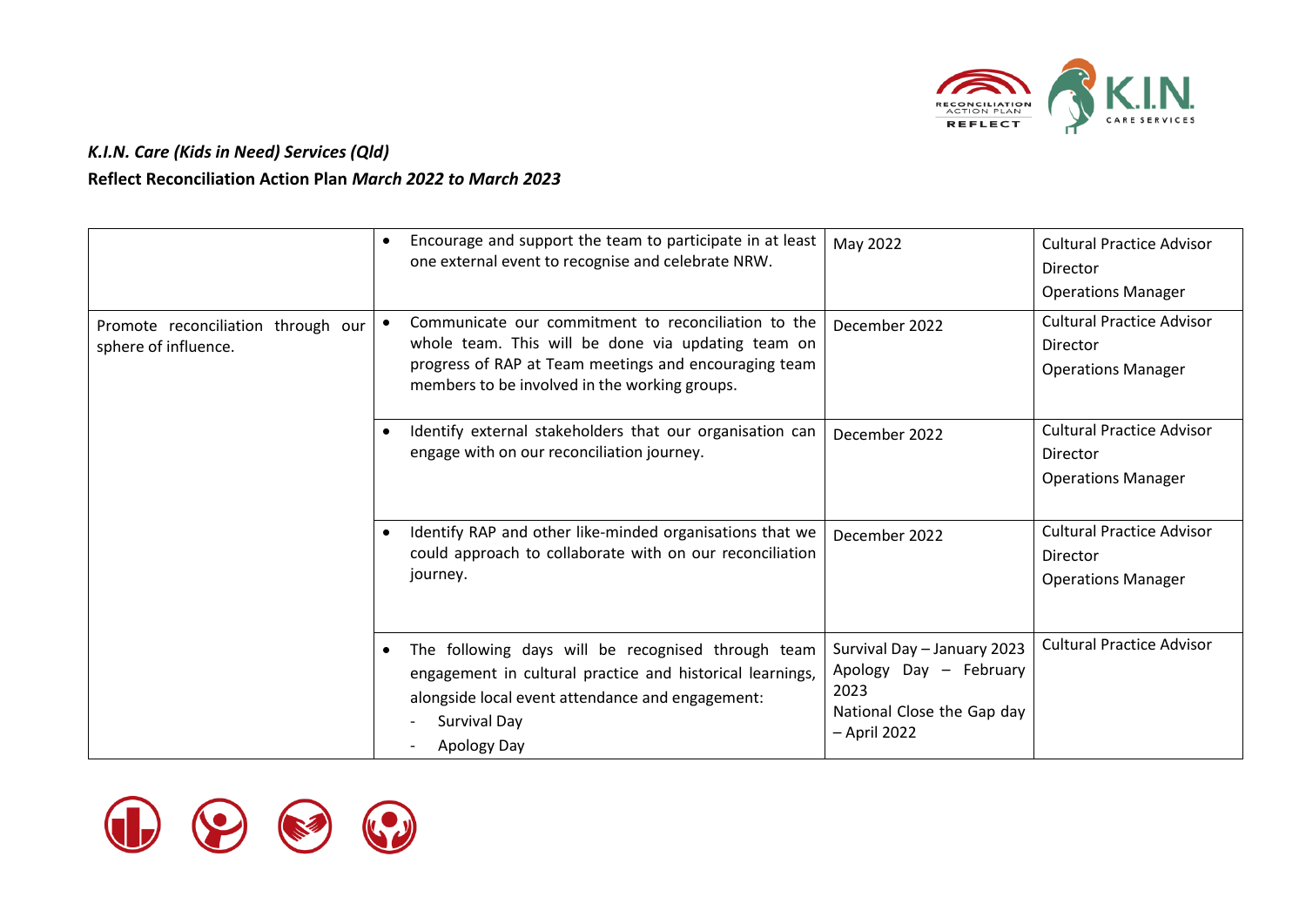*K.I.N. Care (Kids in Need) Services (Qld)*

**Reflect Reconciliation Action Plan *March 2022 to March 2023***

| | | | |
|---|---|---|---|
| | • Encourage and support the team to participate in at least one external event to recognise and celebrate NRW. | May 2022 | Cultural Practice Advisor<br>Director<br>Operations Manager |
| Promote reconciliation through our sphere of influence. | • Communicate our commitment to reconciliation to the whole team. This will be done via updating team on progress of RAP at Team meetings and encouraging team members to be involved in the working groups. | December 2022 | Cultural Practice Advisor<br>Director<br>Operations Manager |
| | • Identify external stakeholders that our organisation can engage with on our reconciliation journey. | December 2022 | Cultural Practice Advisor<br>Director<br>Operations Manager |
| | • Identify RAP and other like-minded organisations that we could approach to collaborate with on our reconciliation journey. | December 2022 | Cultural Practice Advisor<br>Director<br>Operations Manager |
| | • The following days will be recognised through team engagement in cultural practice and historical learnings, alongside local event attendance and engagement:<br>- Survival Day<br>- Apology Day | Survival Day – January 2023<br>Apology Day – February 2023<br>National Close the Gap day – April 2022 | Cultural Practice Advisor |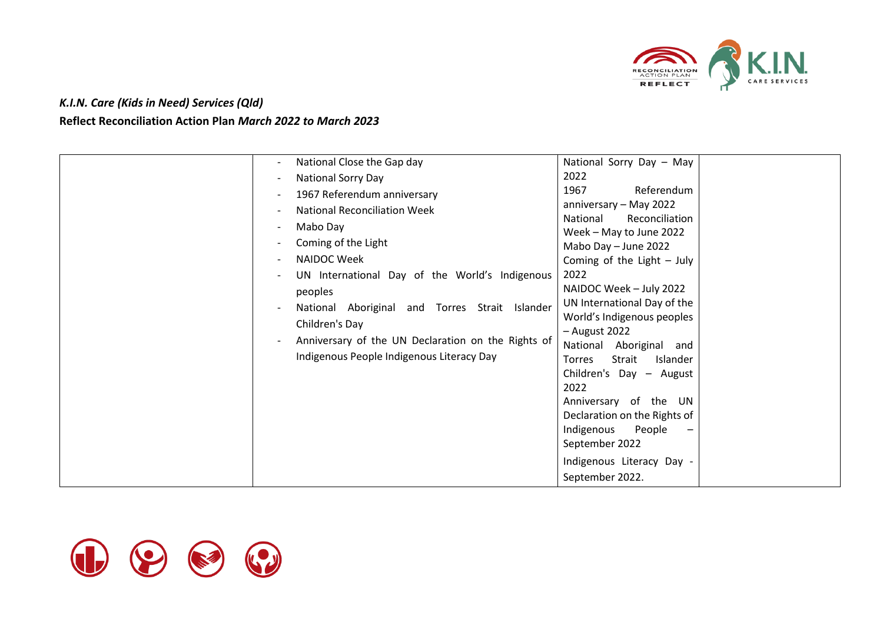*K.I.N. Care (Kids in Need) Services (Qld)*

**Reflect Reconciliation Action Plan *March 2022 to March 2023***

| | | | |
|---|---|---|---|
| | - National Close the Gap day<br>- National Sorry Day<br>- 1967 Referendum anniversary<br>- National Reconciliation Week<br>- Mabo Day<br>- Coming of the Light<br>- NAIDOC Week<br>- UN International Day of the World's Indigenous peoples<br>- National Aboriginal and Torres Strait Islander Children's Day<br>- Anniversary of the UN Declaration on the Rights of Indigenous People Indigenous Literacy Day | National Sorry Day – May 2022<br>1967 Referendum anniversary – May 2022<br>National Reconciliation Week – May to June 2022<br>Mabo Day – June 2022<br>Coming of the Light – July 2022<br>NAIDOC Week – July 2022<br>UN International Day of the World's Indigenous peoples – August 2022<br>National Aboriginal and Torres Strait Islander Children's Day – August 2022<br>Anniversary of the UN Declaration on the Rights of Indigenous People – September 2022<br>Indigenous Literacy Day - September 2022. | |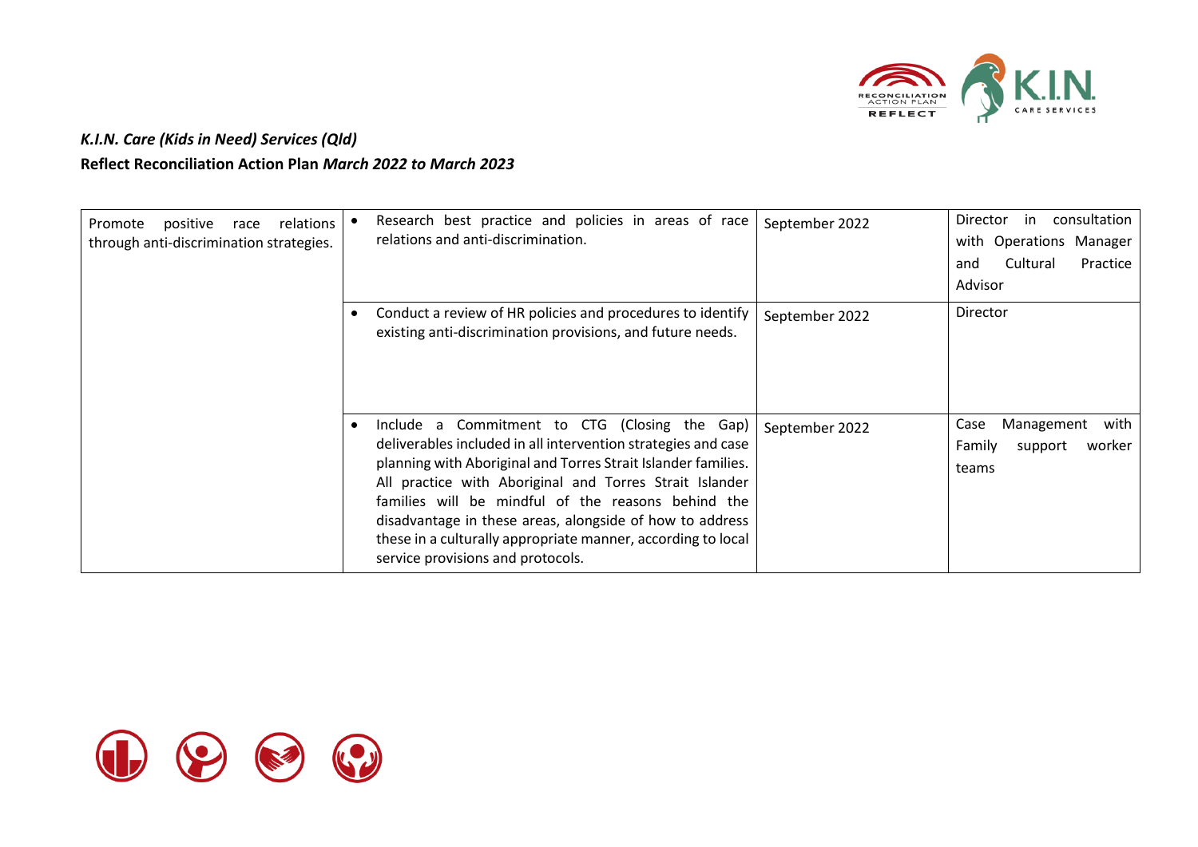*K.I.N. Care (Kids in Need) Services (Qld)*

**Reflect Reconciliation Action Plan** ***March 2022 to March 2023***

| | | | |
|---|---|---|---|
| Promote positive race relations through anti-discrimination strategies. | • Research best practice and policies in areas of race relations and anti-discrimination. | September 2022 | Director in consultation with Operations Manager and Cultural Practice Advisor |
| | • Conduct a review of HR policies and procedures to identify existing anti-discrimination provisions, and future needs. | September 2022 | Director |
| | • Include a Commitment to CTG (Closing the Gap) deliverables included in all intervention strategies and case planning with Aboriginal and Torres Strait Islander families. All practice with Aboriginal and Torres Strait Islander families will be mindful of the reasons behind the disadvantage in these areas, alongside of how to address these in a culturally appropriate manner, according to local service provisions and protocols. | September 2022 | Case Management with Family support worker teams |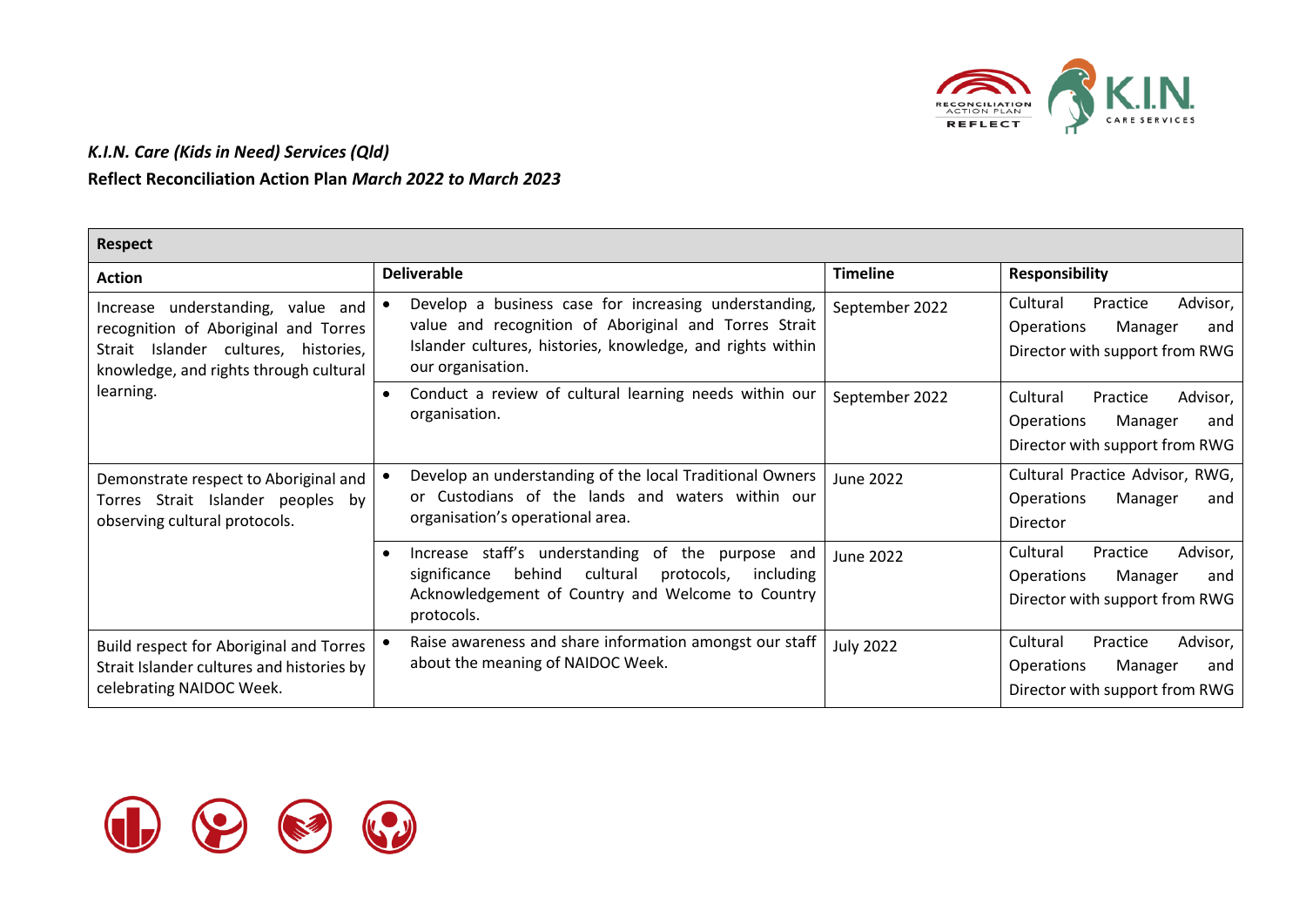*K.I.N. Care (Kids in Need) Services (Qld)*

**Reflect Reconciliation Action Plan *March 2022 to March 2023***

| **Respect** | | | |
|---|---|---|---|
| **Action** | **Deliverable** | **Timeline** | **Responsibility** |
| Increase understanding, value and recognition of Aboriginal and Torres Strait Islander cultures, histories, knowledge, and rights through cultural learning. | • Develop a business case for increasing understanding, value and recognition of Aboriginal and Torres Strait Islander cultures, histories, knowledge, and rights within our organisation. | September 2022 | Cultural Practice Advisor, Operations Manager and Director with support from RWG |
| | • Conduct a review of cultural learning needs within our organisation. | September 2022 | Cultural Practice Advisor, Operations Manager and Director with support from RWG |
| Demonstrate respect to Aboriginal and Torres Strait Islander peoples by observing cultural protocols. | • Develop an understanding of the local Traditional Owners or Custodians of the lands and waters within our organisation's operational area. | June 2022 | Cultural Practice Advisor, RWG, Operations Manager and Director |
| | • Increase staff's understanding of the purpose and significance behind cultural protocols, including Acknowledgement of Country and Welcome to Country protocols. | June 2022 | Cultural Practice Advisor, Operations Manager and Director with support from RWG |
| Build respect for Aboriginal and Torres Strait Islander cultures and histories by celebrating NAIDOC Week. | • Raise awareness and share information amongst our staff about the meaning of NAIDOC Week. | July 2022 | Cultural Practice Advisor, Operations Manager and Director with support from RWG |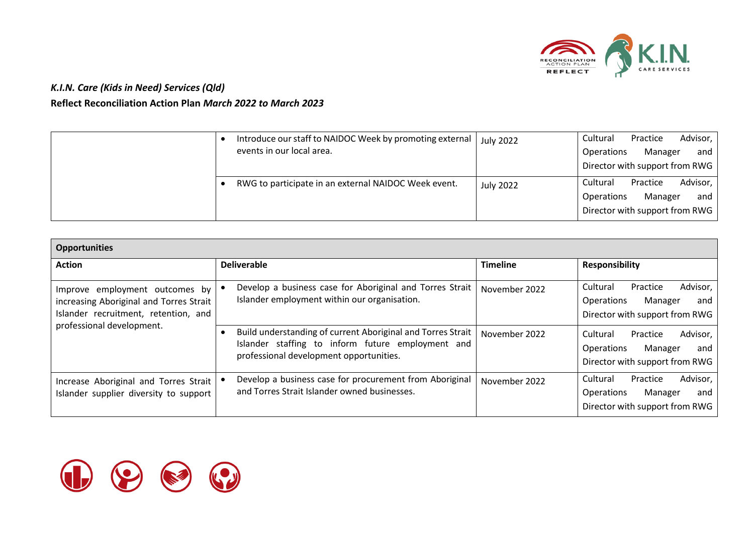*K.I.N. Care (Kids in Need) Services (Qld)*

**Reflect Reconciliation Action Plan** ***March 2022 to March 2023***

| | | | |
|---|---|---|---|
| | • Introduce our staff to NAIDOC Week by promoting external events in our local area. | July 2022 | Cultural Practice Advisor, Operations Manager and Director with support from RWG |
| | • RWG to participate in an external NAIDOC Week event. | July 2022 | Cultural Practice Advisor, Operations Manager and Director with support from RWG |

| **Opportunities** | | | |
|---|---|---|---|
| **Action** | **Deliverable** | **Timeline** | **Responsibility** |
| Improve employment outcomes by increasing Aboriginal and Torres Strait Islander recruitment, retention, and professional development. | • Develop a business case for Aboriginal and Torres Strait Islander employment within our organisation. | November 2022 | Cultural Practice Advisor, Operations Manager and Director with support from RWG |
| | • Build understanding of current Aboriginal and Torres Strait Islander staffing to inform future employment and professional development opportunities. | November 2022 | Cultural Practice Advisor, Operations Manager and Director with support from RWG |
| Increase Aboriginal and Torres Strait Islander supplier diversity to support | • Develop a business case for procurement from Aboriginal and Torres Strait Islander owned businesses. | November 2022 | Cultural Practice Advisor, Operations Manager and Director with support from RWG |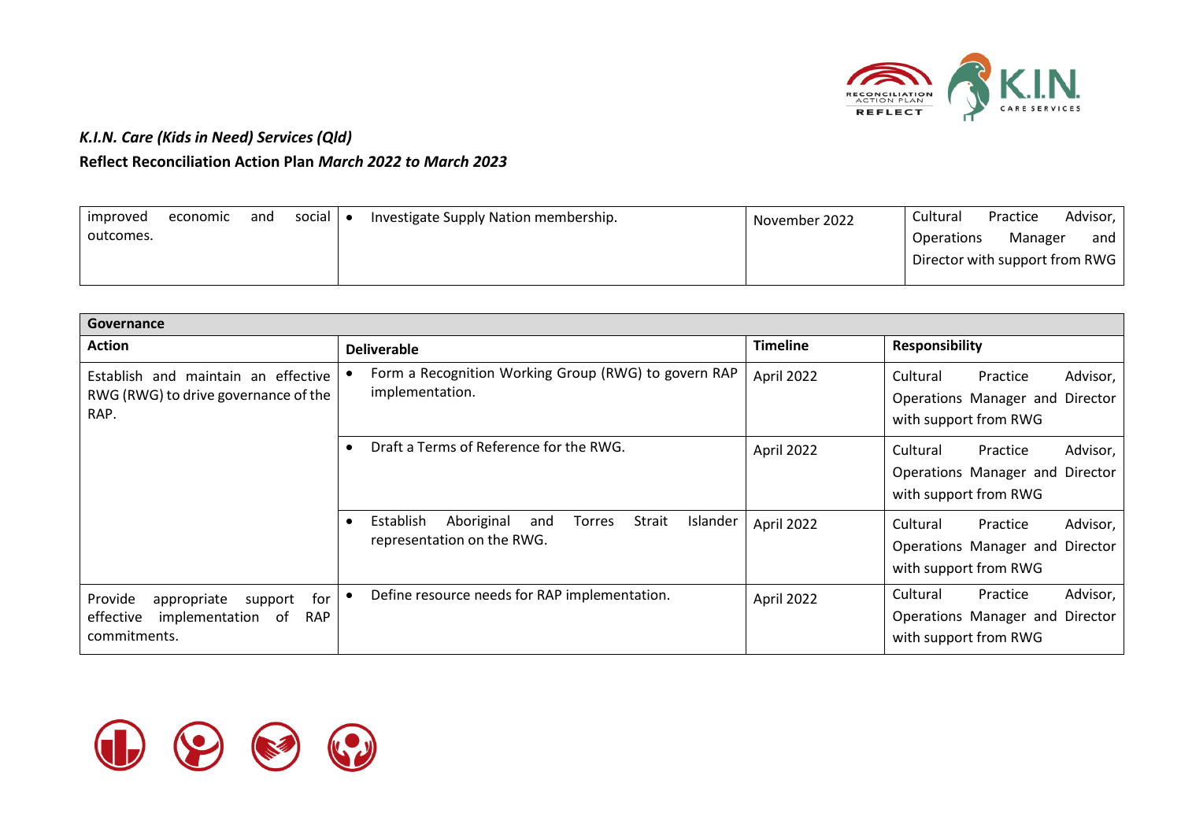*K.I.N. Care (Kids in Need) Services (Qld)*

**Reflect Reconciliation Action Plan** ***March 2022 to March 2023***

| | | | |
|---|---|---|---|
| improved economic and social outcomes. | • Investigate Supply Nation membership. | November 2022 | Cultural Practice Advisor, Operations Manager and Director with support from RWG |

| **Governance** | | | |
|---|---|---|---|
| **Action** | **Deliverable** | **Timeline** | **Responsibility** |
| Establish and maintain an effective RWG (RWG) to drive governance of the RAP. | • Form a Recognition Working Group (RWG) to govern RAP implementation. | April 2022 | Cultural Practice Advisor, Operations Manager and Director with support from RWG |
| | • Draft a Terms of Reference for the RWG. | April 2022 | Cultural Practice Advisor, Operations Manager and Director with support from RWG |
| | • Establish Aboriginal and Torres Strait Islander representation on the RWG. | April 2022 | Cultural Practice Advisor, Operations Manager and Director with support from RWG |
| Provide appropriate support for effective implementation of RAP commitments. | • Define resource needs for RAP implementation. | April 2022 | Cultural Practice Advisor, Operations Manager and Director with support from RWG |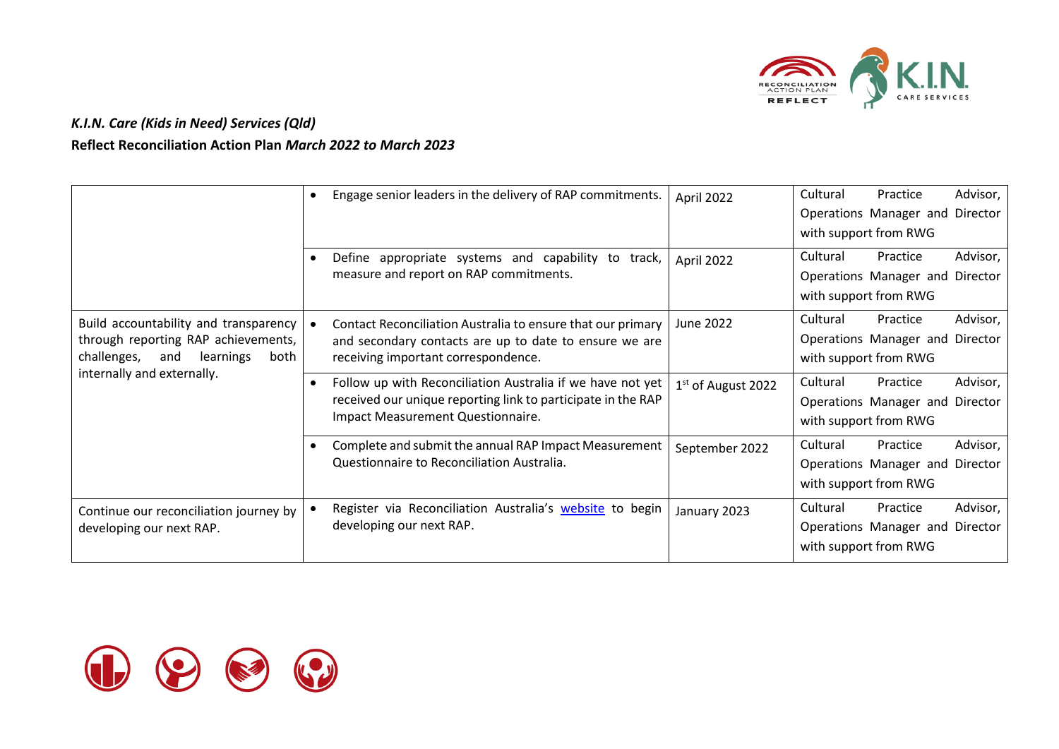*K.I.N. Care (Kids in Need) Services (Qld)*

**Reflect Reconciliation Action Plan *March 2022 to March 2023***

| | | | |
|---|---|---|---|
| | • Engage senior leaders in the delivery of RAP commitments. | April 2022 | Cultural Practice Advisor, Operations Manager and Director with support from RWG |
| | • Define appropriate systems and capability to track, measure and report on RAP commitments. | April 2022 | Cultural Practice Advisor, Operations Manager and Director with support from RWG |
| Build accountability and transparency through reporting RAP achievements, challenges, and learnings both internally and externally. | • Contact Reconciliation Australia to ensure that our primary and secondary contacts are up to date to ensure we are receiving important correspondence. | June 2022 | Cultural Practice Advisor, Operations Manager and Director with support from RWG |
| | • Follow up with Reconciliation Australia if we have not yet received our unique reporting link to participate in the RAP Impact Measurement Questionnaire. | 1st of August 2022 | Cultural Practice Advisor, Operations Manager and Director with support from RWG |
| | • Complete and submit the annual RAP Impact Measurement Questionnaire to Reconciliation Australia. | September 2022 | Cultural Practice Advisor, Operations Manager and Director with support from RWG |
| Continue our reconciliation journey by developing our next RAP. | • Register via Reconciliation Australia's website to begin developing our next RAP. | January 2023 | Cultural Practice Advisor, Operations Manager and Director with support from RWG |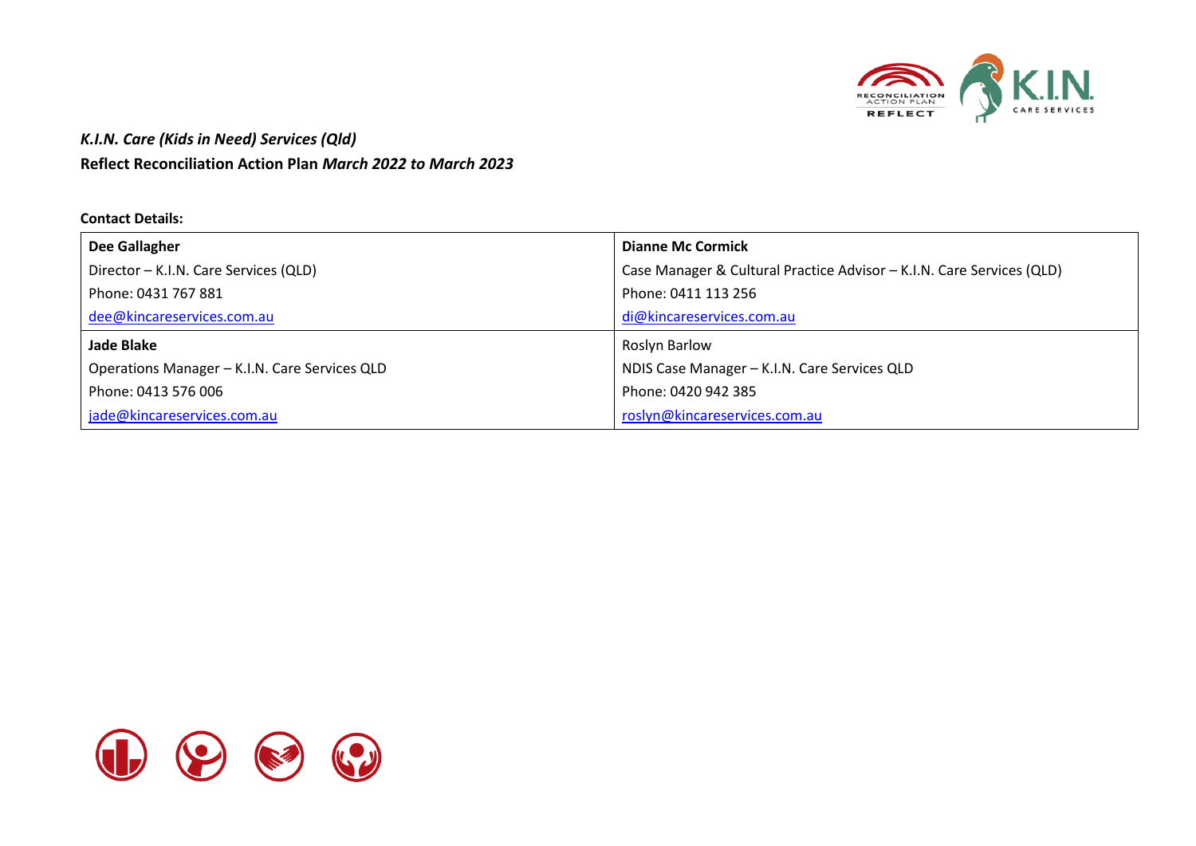*K.I.N. Care (Kids in Need) Services (Qld)*

**Reflect Reconciliation Action Plan *March 2022 to March 2023***

**Contact Details:**

| | |
|---|---|
| **Dee Gallagher**<br>Director – K.I.N. Care Services (QLD)<br>Phone: 0431 767 881<br>dee@kincareservices.com.au | **Dianne Mc Cormick**<br>Case Manager & Cultural Practice Advisor – K.I.N. Care Services (QLD)<br>Phone: 0411 113 256<br>di@kincareservices.com.au |
| **Jade Blake**<br>Operations Manager – K.I.N. Care Services QLD<br>Phone: 0413 576 006<br>jade@kincareservices.com.au | Roslyn Barlow<br>NDIS Case Manager – K.I.N. Care Services QLD<br>Phone: 0420 942 385<br>roslyn@kincareservices.com.au |